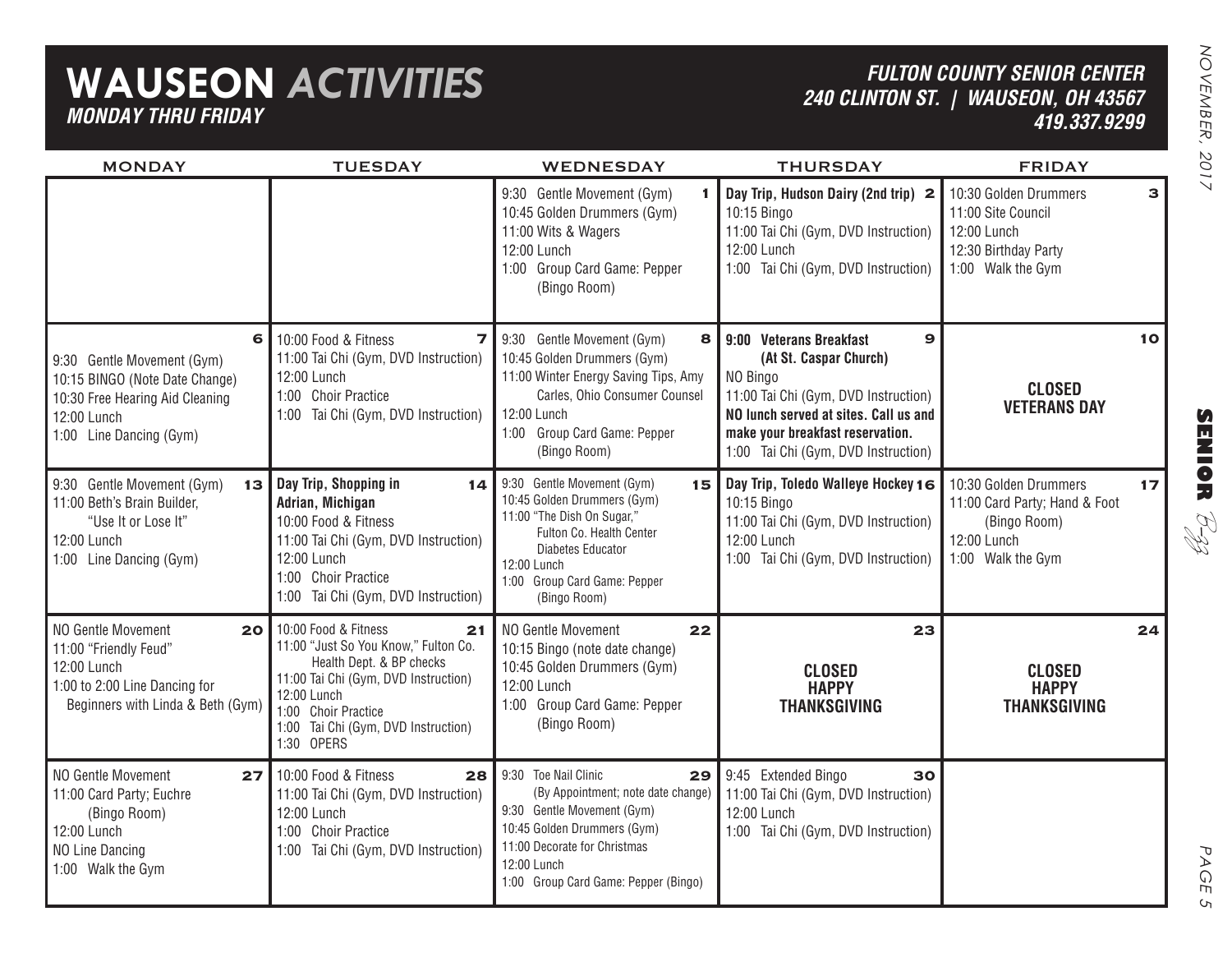# WAUSEON *ACTIVITIES*

***MONDAY THRU FRIDAY***

***FULTON COUNTY SENIOR CENTER***
***240 CLINTON ST. | WAUSEON, OH 43567***
***419.337.9299***

| MONDAY | TUESDAY | WEDNESDAY | THURSDAY | FRIDAY |
|---|---|---|---|---|
| | | **1** 9:30 Gentle Movement (Gym)<br>10:45 Golden Drummers (Gym)<br>11:00 Wits & Wagers<br>12:00 Lunch<br>1:00 Group Card Game: Pepper (Bingo Room) | **2** **Day Trip, Hudson Dairy (2nd trip)**<br>10:15 Bingo<br>11:00 Tai Chi (Gym, DVD Instruction)<br>12:00 Lunch<br>1:00 Tai Chi (Gym, DVD Instruction) | **3** 10:30 Golden Drummers<br>11:00 Site Council<br>12:00 Lunch<br>12:30 Birthday Party<br>1:00 Walk the Gym |
| **6** 9:30 Gentle Movement (Gym)<br>10:15 BINGO (Note Date Change)<br>10:30 Free Hearing Aid Cleaning<br>12:00 Lunch<br>1:00 Line Dancing (Gym) | **7** 10:00 Food & Fitness<br>11:00 Tai Chi (Gym, DVD Instruction)<br>12:00 Lunch<br>1:00 Choir Practice<br>1:00 Tai Chi (Gym, DVD Instruction) | **8** 9:30 Gentle Movement (Gym)<br>10:45 Golden Drummers (Gym)<br>11:00 Winter Energy Saving Tips, Amy Carles, Ohio Consumer Counsel<br>12:00 Lunch<br>1:00 Group Card Game: Pepper (Bingo Room) | **9** **9:00 Veterans Breakfast (At St. Caspar Church)**<br>NO Bingo<br>11:00 Tai Chi (Gym, DVD Instruction)<br>**NO lunch served at sites. Call us and make your breakfast reservation.**<br>1:00 Tai Chi (Gym, DVD Instruction) | **10** **CLOSED VETERANS DAY** |
| **13** 9:30 Gentle Movement (Gym)<br>11:00 Beth's Brain Builder, "Use It or Lose It"<br>12:00 Lunch<br>1:00 Line Dancing (Gym) | **14** **Day Trip, Shopping in Adrian, Michigan**<br>10:00 Food & Fitness<br>11:00 Tai Chi (Gym, DVD Instruction)<br>12:00 Lunch<br>1:00 Choir Practice<br>1:00 Tai Chi (Gym, DVD Instruction) | **15** 9:30 Gentle Movement (Gym)<br>10:45 Golden Drummers (Gym)<br>11:00 "The Dish On Sugar," Fulton Co. Health Center Diabetes Educator<br>12:00 Lunch<br>1:00 Group Card Game: Pepper (Bingo Room) | **16** **Day Trip, Toledo Walleye Hockey**<br>10:15 Bingo<br>11:00 Tai Chi (Gym, DVD Instruction)<br>12:00 Lunch<br>1:00 Tai Chi (Gym, DVD Instruction) | **17** 10:30 Golden Drummers<br>11:00 Card Party; Hand & Foot (Bingo Room)<br>12:00 Lunch<br>1:00 Walk the Gym |
| **20** NO Gentle Movement<br>11:00 "Friendly Feud"<br>12:00 Lunch<br>1:00 to 2:00 Line Dancing for Beginners with Linda & Beth (Gym) | **21** 10:00 Food & Fitness<br>11:00 "Just So You Know," Fulton Co. Health Dept. & BP checks<br>11:00 Tai Chi (Gym, DVD Instruction)<br>12:00 Lunch<br>1:00 Choir Practice<br>1:00 Tai Chi (Gym, DVD Instruction)<br>1:30 OPERS | **22** NO Gentle Movement<br>10:15 Bingo (note date change)<br>10:45 Golden Drummers (Gym)<br>12:00 Lunch<br>1:00 Group Card Game: Pepper (Bingo Room) | **23** **CLOSED HAPPY THANKSGIVING** | **24** **CLOSED HAPPY THANKSGIVING** |
| **27** NO Gentle Movement<br>11:00 Card Party; Euchre (Bingo Room)<br>12:00 Lunch<br>NO Line Dancing<br>1:00 Walk the Gym | **28** 10:00 Food & Fitness<br>11:00 Tai Chi (Gym, DVD Instruction)<br>12:00 Lunch<br>1:00 Choir Practice<br>1:00 Tai Chi (Gym, DVD Instruction) | **29** 9:30 Toe Nail Clinic (By Appointment; note date change)<br>9:30 Gentle Movement (Gym)<br>10:45 Golden Drummers (Gym)<br>11:00 Decorate for Christmas<br>12:00 Lunch<br>1:00 Group Card Game: Pepper (Bingo) | **30** 9:45 Extended Bingo<br>11:00 Tai Chi (Gym, DVD Instruction)<br>12:00 Lunch<br>1:00 Tai Chi (Gym, DVD Instruction) | |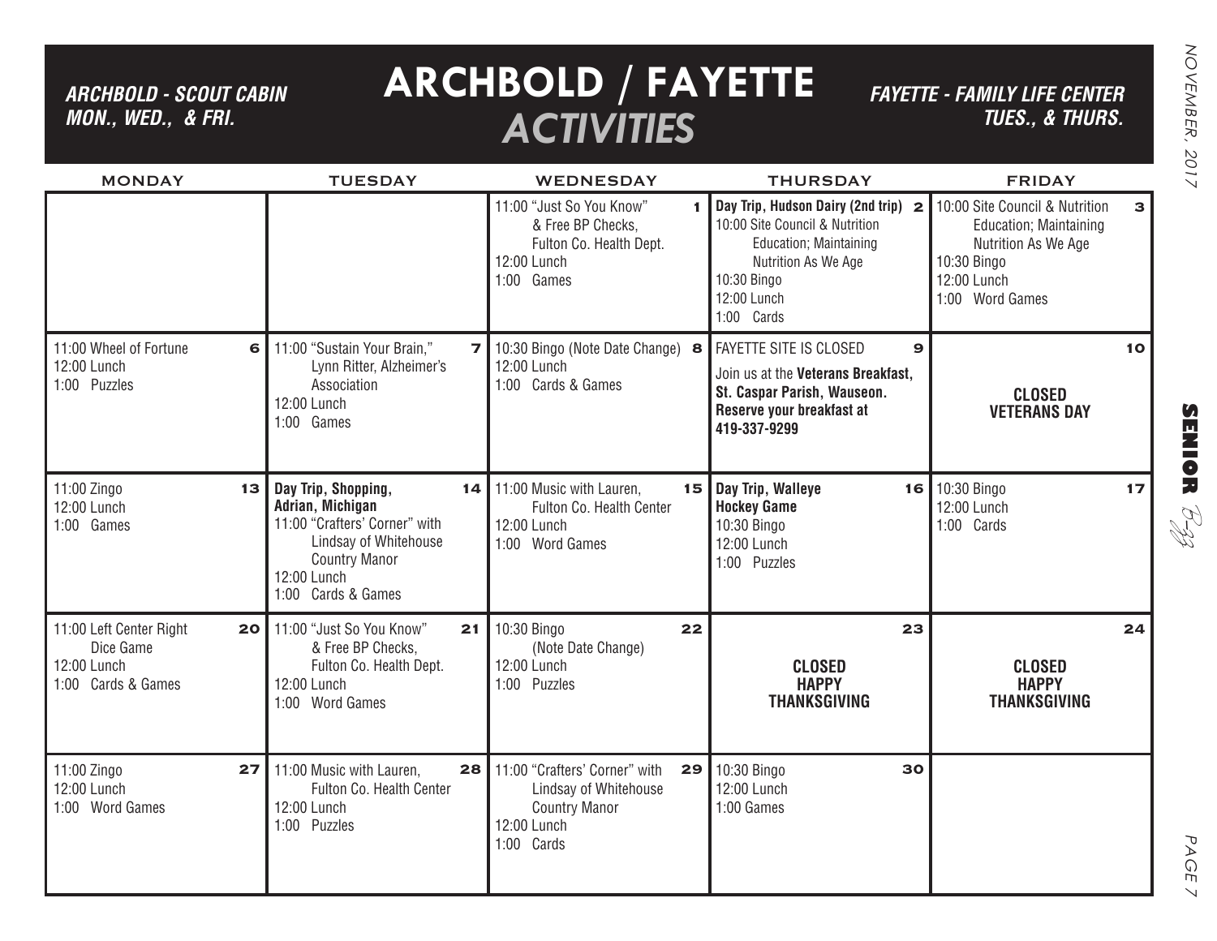*ARCHBOLD - SCOUT CABIN*
*MON., WED., & FRI.*

# ARCHBOLD / FAYETTE *ACTIVITIES*

*FAYETTE - FAMILY LIFE CENTER*
*TUES., & THURS.*

| MONDAY | TUESDAY | WEDNESDAY | THURSDAY | FRIDAY |
|---|---|---|---|---|
| | | **1** 11:00 "Just So You Know" & Free BP Checks, Fulton Co. Health Dept.<br>12:00 Lunch<br>1:00 Games | **2** **Day Trip, Hudson Dairy (2nd trip)**<br>10:00 Site Council & Nutrition Education; Maintaining Nutrition As We Age<br>10:30 Bingo<br>12:00 Lunch<br>1:00 Cards | **3** 10:00 Site Council & Nutrition Education; Maintaining Nutrition As We Age<br>10:30 Bingo<br>12:00 Lunch<br>1:00 Word Games |
| **6** 11:00 Wheel of Fortune<br>12:00 Lunch<br>1:00 Puzzles | **7** 11:00 "Sustain Your Brain," Lynn Ritter, Alzheimer's Association<br>12:00 Lunch<br>1:00 Games | **8** 10:30 Bingo (Note Date Change)<br>12:00 Lunch<br>1:00 Cards & Games | **9** FAYETTE SITE IS CLOSED<br>Join us at the **Veterans Breakfast, St. Caspar Parish, Wauseon. Reserve your breakfast at 419-337-9299** | **10** **CLOSED VETERANS DAY** |
| **13** 11:00 Zingo<br>12:00 Lunch<br>1:00 Games | **14** **Day Trip, Shopping, Adrian, Michigan**<br>11:00 "Crafters' Corner" with Lindsay of Whitehouse Country Manor<br>12:00 Lunch<br>1:00 Cards & Games | **15** 11:00 Music with Lauren, Fulton Co. Health Center<br>12:00 Lunch<br>1:00 Word Games | **16** **Day Trip, Walleye Hockey Game**<br>10:30 Bingo<br>12:00 Lunch<br>1:00 Puzzles | **17** 10:30 Bingo<br>12:00 Lunch<br>1:00 Cards |
| **20** 11:00 Left Center Right Dice Game<br>12:00 Lunch<br>1:00 Cards & Games | **21** 11:00 "Just So You Know" & Free BP Checks, Fulton Co. Health Dept.<br>12:00 Lunch<br>1:00 Word Games | **22** 10:30 Bingo (Note Date Change)<br>12:00 Lunch<br>1:00 Puzzles | **23** **CLOSED HAPPY THANKSGIVING** | **24** **CLOSED HAPPY THANKSGIVING** |
| **27** 11:00 Zingo<br>12:00 Lunch<br>1:00 Word Games | **28** 11:00 Music with Lauren, Fulton Co. Health Center<br>12:00 Lunch<br>1:00 Puzzles | **29** 11:00 "Crafters' Corner" with Lindsay of Whitehouse Country Manor<br>12:00 Lunch<br>1:00 Cards | **30** 10:30 Bingo<br>12:00 Lunch<br>1:00 Games | |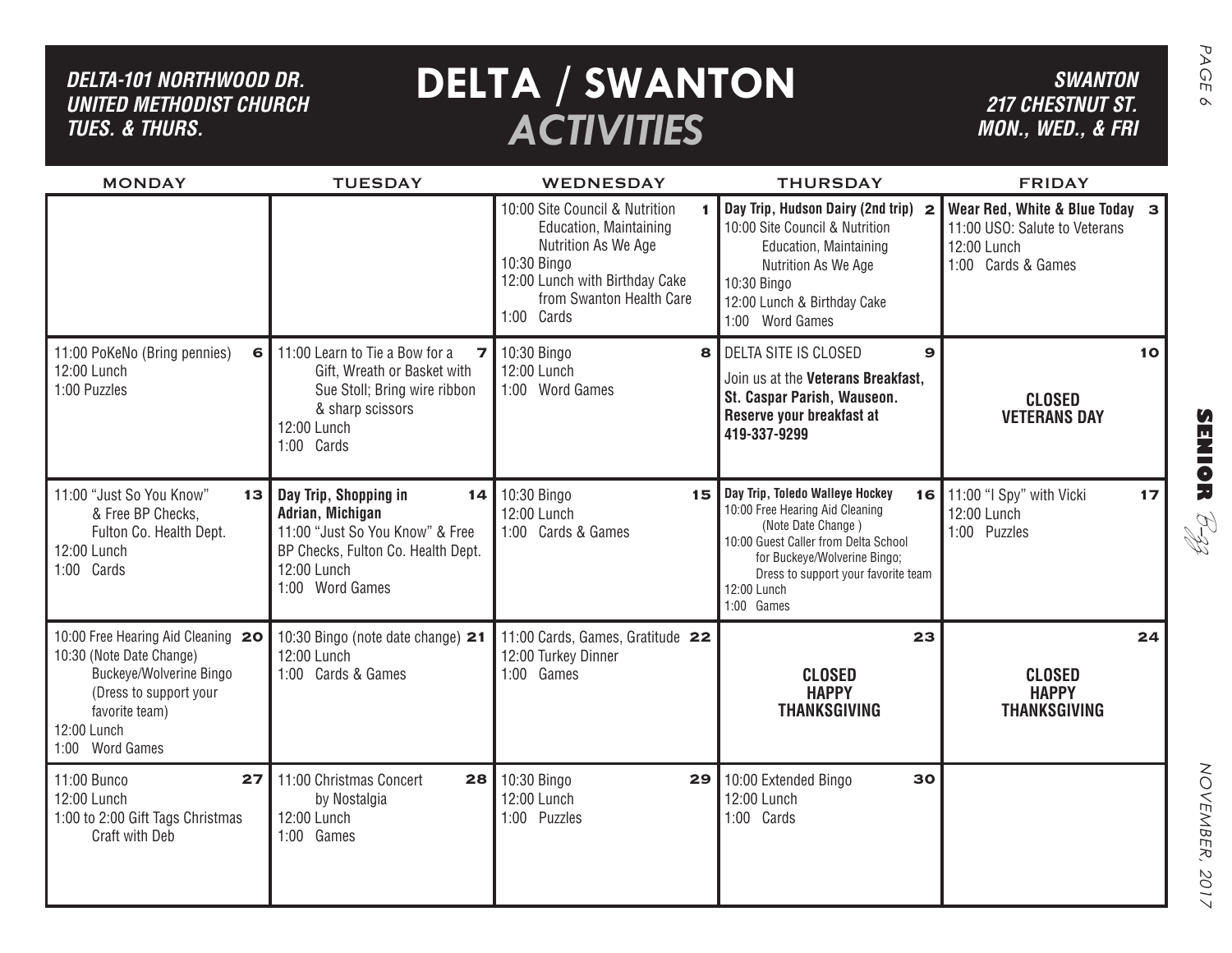*DELTA-101 NORTHWOOD DR.*
*UNITED METHODIST CHURCH*
*TUES. & THURS.*

# DELTA / SWANTON *ACTIVITIES*

*SWANTON*
*217 CHESTNUT ST.*
*MON., WED., & FRI*

| MONDAY | TUESDAY | WEDNESDAY | THURSDAY | FRIDAY |
|---|---|---|---|---|
| | | **1** 10:00 Site Council & Nutrition Education, Maintaining Nutrition As We Age<br>10:30 Bingo<br>12:00 Lunch with Birthday Cake from Swanton Health Care<br>1:00 Cards | **2** **Day Trip, Hudson Dairy (2nd trip)**<br>10:00 Site Council & Nutrition Education, Maintaining Nutrition As We Age<br>10:30 Bingo<br>12:00 Lunch & Birthday Cake<br>1:00 Word Games | **3** **Wear Red, White & Blue Today**<br>11:00 USO: Salute to Veterans<br>12:00 Lunch<br>1:00 Cards & Games |
| **6** 11:00 PoKeNo (Bring pennies)<br>12:00 Lunch<br>1:00 Puzzles | **7** 11:00 Learn to Tie a Bow for a Gift, Wreath or Basket with Sue Stoll; Bring wire ribbon & sharp scissors<br>12:00 Lunch<br>1:00 Cards | **8** 10:30 Bingo<br>12:00 Lunch<br>1:00 Word Games | **9** DELTA SITE IS CLOSED<br>Join us at the **Veterans Breakfast, St. Caspar Parish, Wauseon. Reserve your breakfast at 419-337-9299** | **10** **CLOSED VETERANS DAY** |
| **13** 11:00 "Just So You Know" & Free BP Checks, Fulton Co. Health Dept.<br>12:00 Lunch<br>1:00 Cards | **14** **Day Trip, Shopping in Adrian, Michigan**<br>11:00 "Just So You Know" & Free BP Checks, Fulton Co. Health Dept.<br>12:00 Lunch<br>1:00 Word Games | **15** 10:30 Bingo<br>12:00 Lunch<br>1:00 Cards & Games | **16** **Day Trip, Toledo Walleye Hockey**<br>10:00 Free Hearing Aid Cleaning (Note Date Change)<br>10:00 Guest Caller from Delta School for Buckeye/Wolverine Bingo; Dress to support your favorite team<br>12:00 Lunch<br>1:00 Games | **17** 11:00 "I Spy" with Vicki<br>12:00 Lunch<br>1:00 Puzzles |
| **20** 10:00 Free Hearing Aid Cleaning<br>10:30 (Note Date Change) Buckeye/Wolverine Bingo (Dress to support your favorite team)<br>12:00 Lunch<br>1:00 Word Games | **21** 10:30 Bingo (note date change)<br>12:00 Lunch<br>1:00 Cards & Games | **22** 11:00 Cards, Games, Gratitude<br>12:00 Turkey Dinner<br>1:00 Games | **23** **CLOSED HAPPY THANKSGIVING** | **24** **CLOSED HAPPY THANKSGIVING** |
| **27** 11:00 Bunco<br>12:00 Lunch<br>1:00 to 2:00 Gift Tags Christmas Craft with Deb | **28** 11:00 Christmas Concert by Nostalgia<br>12:00 Lunch<br>1:00 Games | **29** 10:30 Bingo<br>12:00 Lunch<br>1:00 Puzzles | **30** 10:00 Extended Bingo<br>12:00 Lunch<br>1:00 Cards | |